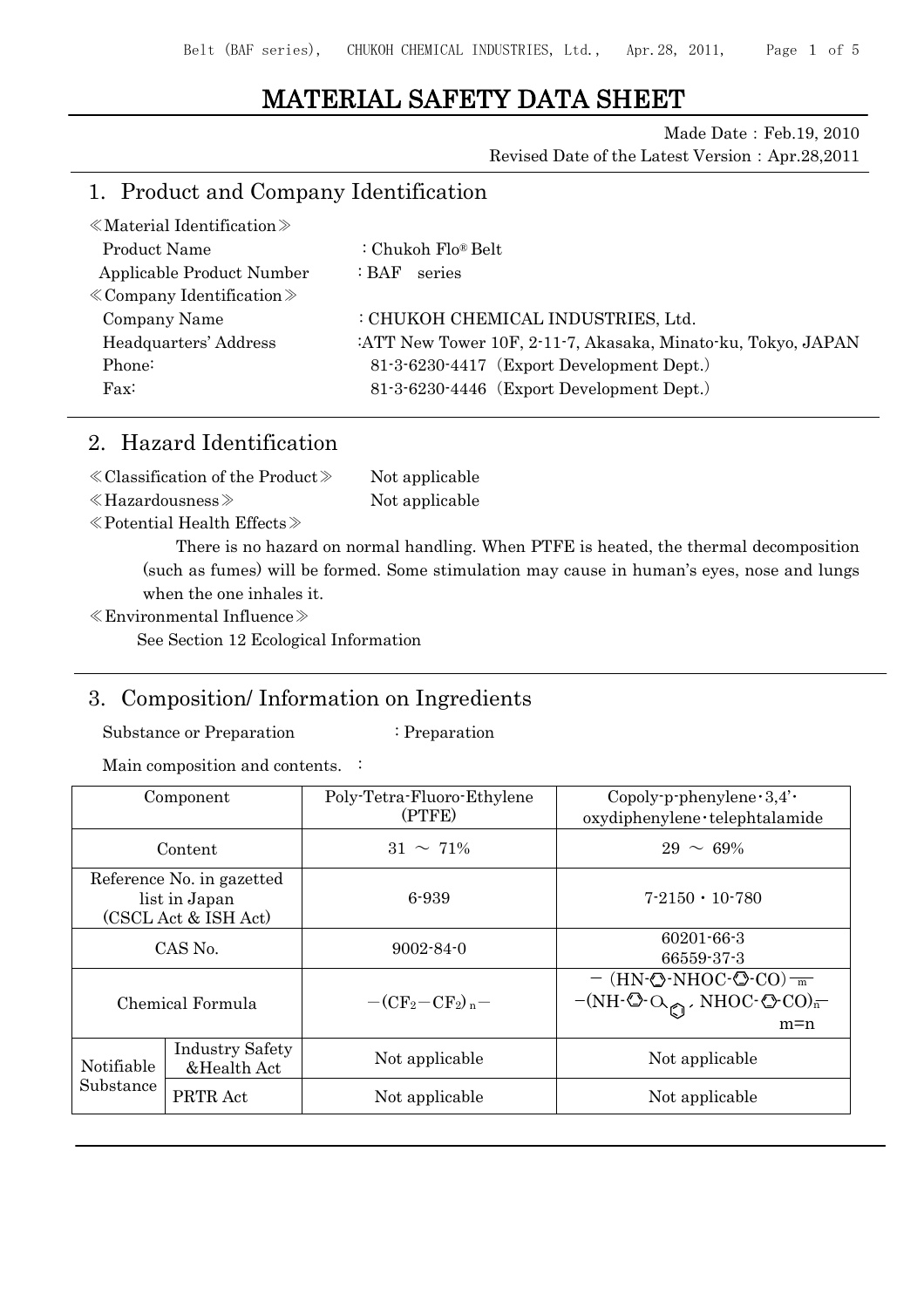# MATERIAL SAFETY DATA SHEET

Made Date：Feb.19, 2010

Revised Date of the Latest Version：Apr.28,2011

## 1. Product and Company Identification

≪Material Identification≫

Product Name ：Chukoh Flo® Belt

Applicable Product Number ：BAF series

≪Company Identification≫

Company Name ：CHUKOH CHEMICAL INDUSTRIES, Ltd.

Headquarters' Address ：ATT New Tower 10F, 2-11-7, Akasaka, Minato-ku, Tokyo, JAPAN

Phone: 81-3-6230-4417（Export Development Dept.）

Fax: 81-3-6230-4446（Export Development Dept.）

## 2. Hazard Identification

≪Classification of the Product≫ Not applicable

≪Hazardousness≫ Not applicable

≪Potential Health Effects≫

There is no hazard on normal handling. When PTFE is heated, the thermal decomposition (such as fumes) will be formed. Some stimulation may cause in human's eyes, nose and lungs when the one inhales it.

≪Environmental Influence≫

See Section 12 Ecological Information

## 3. Composition/ Information on Ingredients

Substance or Preparation ：Preparation

Main composition and contents. ：

| Component | | Poly-Tetra-Fluoro-Ethylene (PTFE) | Copoly-p-phenylene・3,4'・oxydiphenylene・telephtalamide |
|---|---|---|---|
| Content | | 31 ～ 71% | 29 ～ 69% |
| Reference No. in gazetted list in Japan (CSCL Act & ISH Act) | | 6-939 | 7-2150・10-780 |
| CAS No. | | 9002-84-0 | 60201-66-3<br>66559-37-3 |
| Chemical Formula | | $-(CF_2-CF_2)_n-$ | $-(HN-⬡-NHOC-⬡-CO)_m-$<br>$-(NH-⬡-O-⬡, NHOC-⬡-CO)_n-$<br>m=n |
| Notifiable Substance | Industry Safety &Health Act | Not applicable | Not applicable |
| | PRTR Act | Not applicable | Not applicable |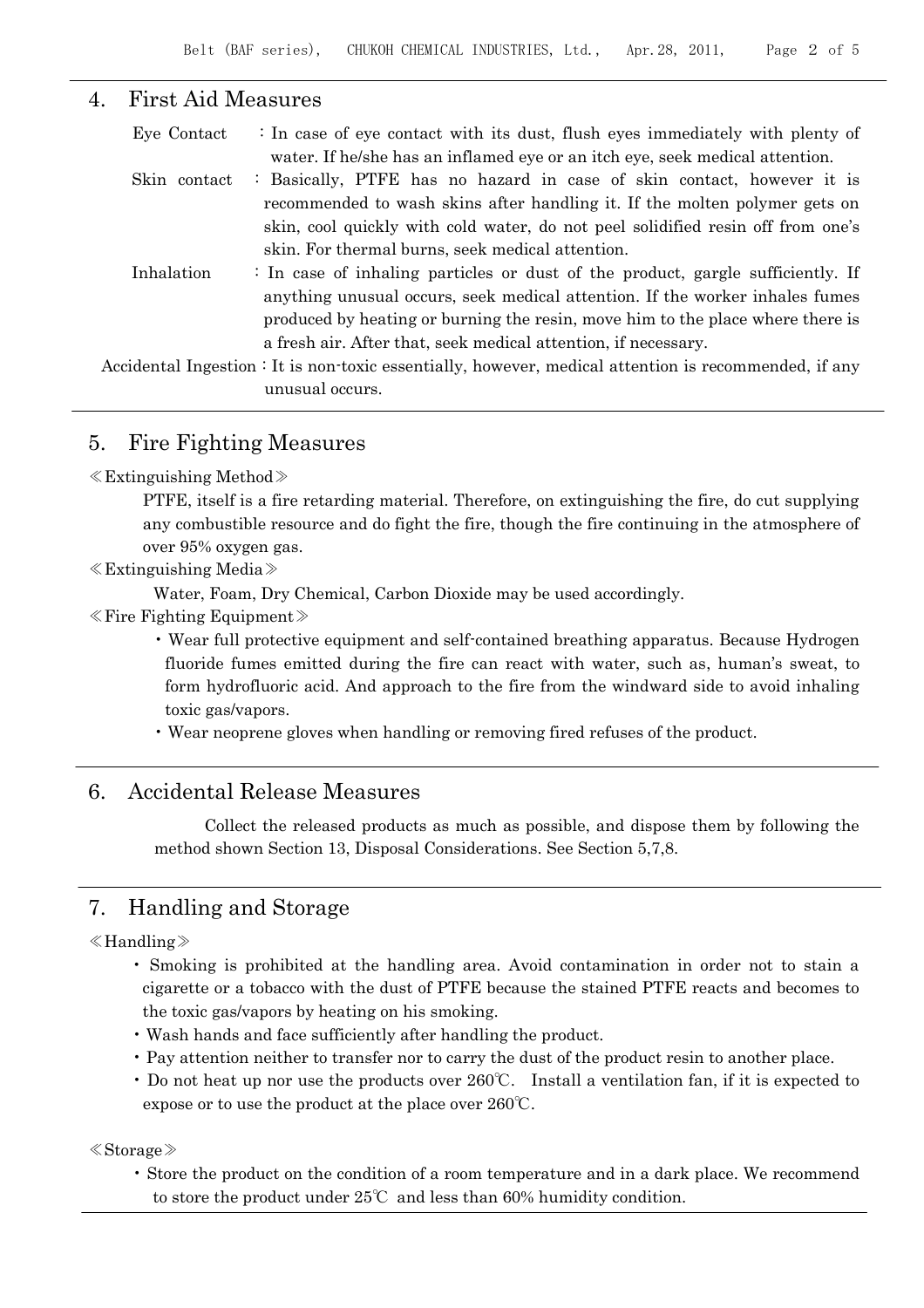## 4. First Aid Measures

Eye Contact : In case of eye contact with its dust, flush eyes immediately with plenty of water. If he/she has an inflamed eye or an itch eye, seek medical attention.

Skin contact : Basically, PTFE has no hazard in case of skin contact, however it is recommended to wash skins after handling it. If the molten polymer gets on skin, cool quickly with cold water, do not peel solidified resin off from one's skin. For thermal burns, seek medical attention.

Inhalation : In case of inhaling particles or dust of the product, gargle sufficiently. If anything unusual occurs, seek medical attention. If the worker inhales fumes produced by heating or burning the resin, move him to the place where there is a fresh air. After that, seek medical attention, if necessary.

Accidental Ingestion : It is non-toxic essentially, however, medical attention is recommended, if any unusual occurs.

## 5. Fire Fighting Measures

≪Extinguishing Method≫

PTFE, itself is a fire retarding material. Therefore, on extinguishing the fire, do cut supplying any combustible resource and do fight the fire, though the fire continuing in the atmosphere of over 95% oxygen gas.

≪Extinguishing Media≫

Water, Foam, Dry Chemical, Carbon Dioxide may be used accordingly.

≪Fire Fighting Equipment≫

- Wear full protective equipment and self-contained breathing apparatus. Because Hydrogen fluoride fumes emitted during the fire can react with water, such as, human's sweat, to form hydrofluoric acid. And approach to the fire from the windward side to avoid inhaling toxic gas/vapors.
- Wear neoprene gloves when handling or removing fired refuses of the product.

## 6. Accidental Release Measures

Collect the released products as much as possible, and dispose them by following the method shown Section 13, Disposal Considerations. See Section 5,7,8.

## 7. Handling and Storage

≪Handling≫

- Smoking is prohibited at the handling area. Avoid contamination in order not to stain a cigarette or a tobacco with the dust of PTFE because the stained PTFE reacts and becomes to the toxic gas/vapors by heating on his smoking.
- Wash hands and face sufficiently after handling the product.
- Pay attention neither to transfer nor to carry the dust of the product resin to another place.
- Do not heat up nor use the products over 260℃. Install a ventilation fan, if it is expected to expose or to use the product at the place over 260℃.

≪Storage≫

- Store the product on the condition of a room temperature and in a dark place. We recommend to store the product under 25℃ and less than 60% humidity condition.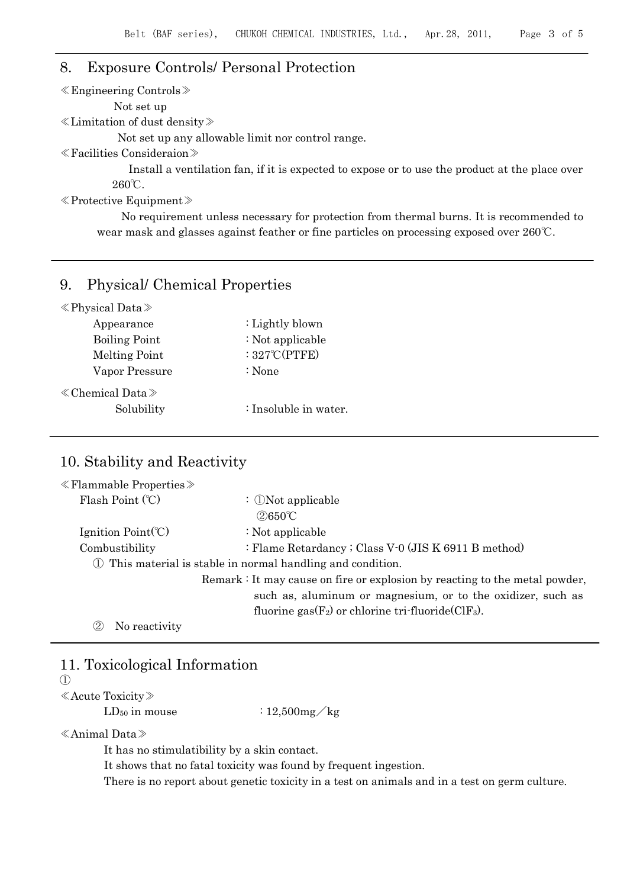## 8. Exposure Controls/ Personal Protection

≪Engineering Controls≫

Not set up

≪Limitation of dust density≫

Not set up any allowable limit nor control range.

≪Facilities Consideraion≫

Install a ventilation fan, if it is expected to expose or to use the product at the place over 260℃.

≪Protective Equipment≫

No requirement unless necessary for protection from thermal burns. It is recommended to wear mask and glasses against feather or fine particles on processing exposed over 260℃.

## 9. Physical/ Chemical Properties

≪Physical Data≫

| | |
|---|---|
| Appearance | : Lightly blown |
| Boiling Point | : Not applicable |
| Melting Point | : 327℃(PTFE) |
| Vapor Pressure | : None |

≪Chemical Data≫

| | |
|---|---|
| Solubility | : Insoluble in water. |

## 10. Stability and Reactivity

≪Flammable Properties≫

| | |
|---|---|
| Flash Point (℃) | : ①Not applicable<br>②650℃ |
| Ignition Point(℃) | : Not applicable |
| Combustibility | : Flame Retardancy ; Class V-0 (JIS K 6911 B method) |

① This material is stable in normal handling and condition.

Remark : It may cause on fire or explosion by reacting to the metal powder, such as, aluminum or magnesium, or to the oxidizer, such as fluorine gas($F_2$) or chlorine tri-fluoride($ClF_3$).

② No reactivity

## 11. Toxicological Information

①

≪Acute Toxicity≫

$LD_{50}$ in mouse : 12,500mg／kg

≪Animal Data≫

It has no stimulatibility by a skin contact.

It shows that no fatal toxicity was found by frequent ingestion.

There is no report about genetic toxicity in a test on animals and in a test on germ culture.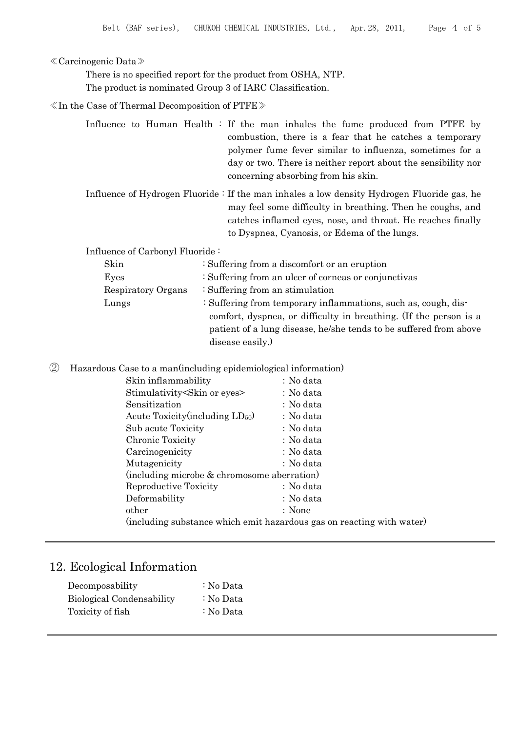≪Carcinogenic Data≫

There is no specified report for the product from OSHA, NTP.
The product is nominated Group 3 of IARC Classification.

≪In the Case of Thermal Decomposition of PTFE≫

Influence to Human Health : If the man inhales the fume produced from PTFE by combustion, there is a fear that he catches a temporary polymer fume fever similar to influenza, sometimes for a day or two. There is neither report about the sensibility nor concerning absorbing from his skin.

Influence of Hydrogen Fluoride : If the man inhales a low density Hydrogen Fluoride gas, he may feel some difficulty in breathing. Then he coughs, and catches inflamed eyes, nose, and throat. He reaches finally to Dyspnea, Cyanosis, or Edema of the lungs.

Influence of Carbonyl Fluoride :

- Skin : Suffering from a discomfort or an eruption
- Eyes : Suffering from an ulcer of corneas or conjunctivas
- Respiratory Organs : Suffering from an stimulation
- Lungs : Suffering from temporary inflammations, such as, cough, dis-comfort, dyspnea, or difficulty in breathing. (If the person is a patient of a lung disease, he/she tends to be suffered from above disease easily.)

② Hazardous Case to a man(including epidemiological information)

- Skin inflammability : No data
- Stimulativity<Skin or eyes> : No data
- Sensitization : No data
- Acute Toxicity(including $LD_{50}$) : No data
- Sub acute Toxicity : No data
- Chronic Toxicity : No data
- Carcinogenicity : No data
- Mutagenicity : No data
  (including microbe & chromosome aberration)
- Reproductive Toxicity : No data
- Deformability : No data
- other : None
  (including substance which emit hazardous gas on reacting with water)

## 12. Ecological Information

- Decomposability : No Data
- Biological Condensability : No Data
- Toxicity of fish : No Data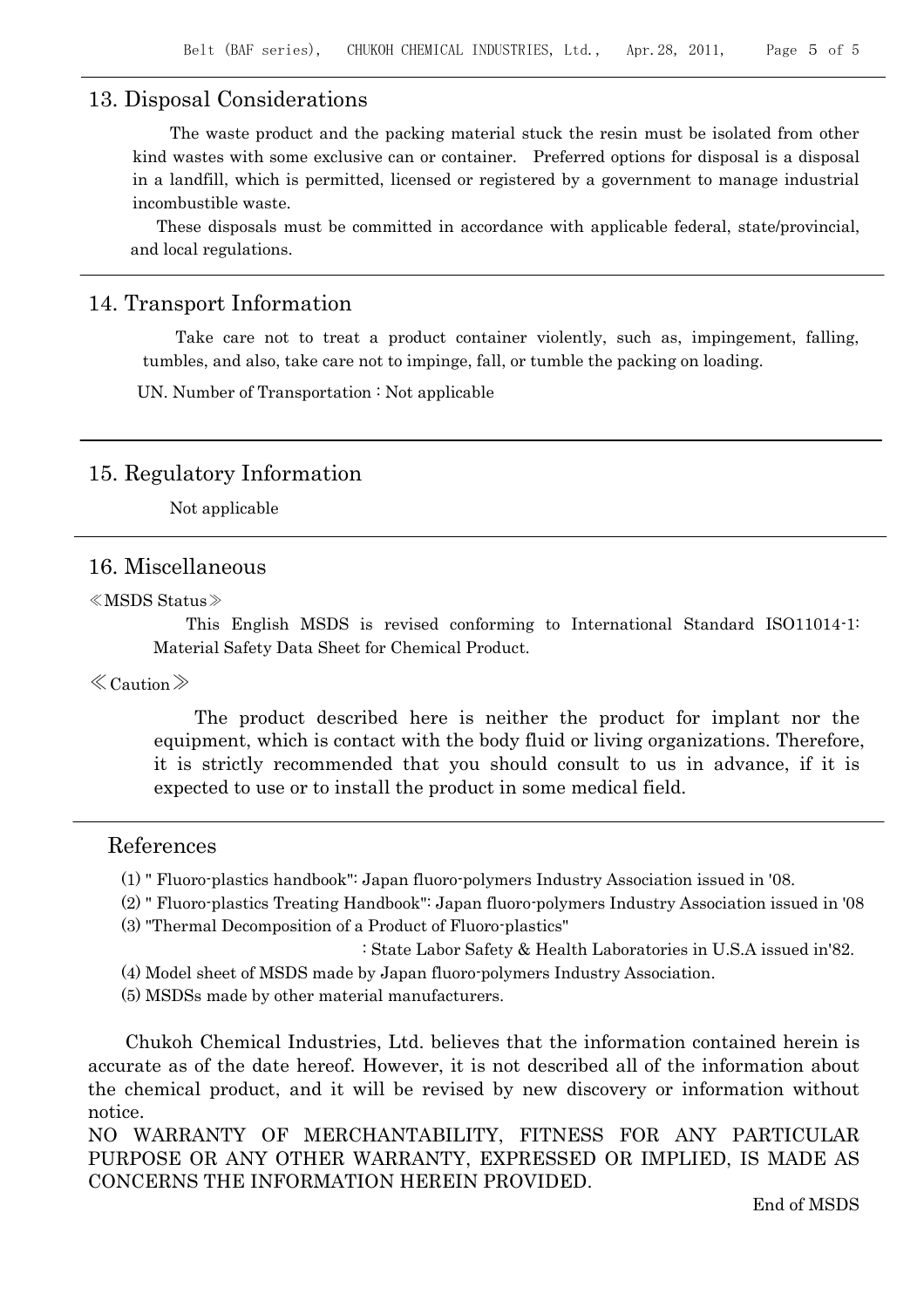## 13. Disposal Considerations

The waste product and the packing material stuck the resin must be isolated from other kind wastes with some exclusive can or container. Preferred options for disposal is a disposal in a landfill, which is permitted, licensed or registered by a government to manage industrial incombustible waste.

These disposals must be committed in accordance with applicable federal, state/provincial, and local regulations.

## 14. Transport Information

Take care not to treat a product container violently, such as, impingement, falling, tumbles, and also, take care not to impinge, fall, or tumble the packing on loading.

UN. Number of Transportation : Not applicable

## 15. Regulatory Information

Not applicable

## 16. Miscellaneous

≪MSDS Status≫

This English MSDS is revised conforming to International Standard ISO11014-1: Material Safety Data Sheet for Chemical Product.

≪Caution≫

The product described here is neither the product for implant nor the equipment, which is contact with the body fluid or living organizations. Therefore, it is strictly recommended that you should consult to us in advance, if it is expected to use or to install the product in some medical field.

## References

(1) " Fluoro-plastics handbook": Japan fluoro-polymers Industry Association issued in '08.

(2) " Fluoro-plastics Treating Handbook": Japan fluoro-polymers Industry Association issued in '08

(3) "Thermal Decomposition of a Product of Fluoro-plastics"

: State Labor Safety & Health Laboratories in U.S.A issued in'82.

(4) Model sheet of MSDS made by Japan fluoro-polymers Industry Association.

(5) MSDSs made by other material manufacturers.

Chukoh Chemical Industries, Ltd. believes that the information contained herein is accurate as of the date hereof. However, it is not described all of the information about the chemical product, and it will be revised by new discovery or information without notice.

NO WARRANTY OF MERCHANTABILITY, FITNESS FOR ANY PARTICULAR PURPOSE OR ANY OTHER WARRANTY, EXPRESSED OR IMPLIED, IS MADE AS CONCERNS THE INFORMATION HEREIN PROVIDED.

End of MSDS